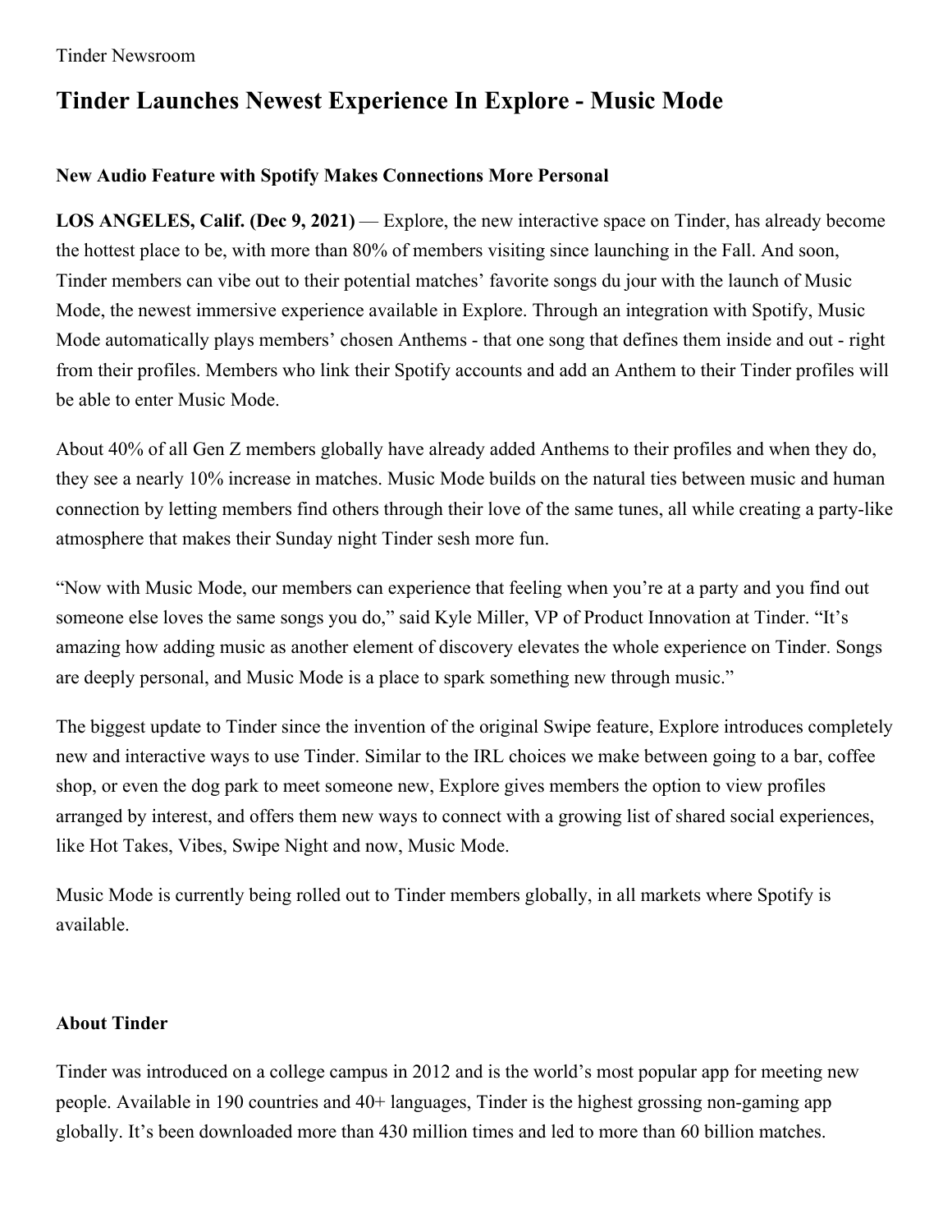Tinder Newsroom

# Tinder Launches Newest Experience In Explore - Music Mode

### New Audio Feature with Spotify Makes Connections More Personal

**LOS ANGELES, Calif. (Dec 9, 2021)** — Explore, the new interactive space on Tinder, has already become the hottest place to be, with more than 80% of members visiting since launching in the Fall. And soon, Tinder members can vibe out to their potential matches' favorite songs du jour with the launch of Music Mode, the newest immersive experience available in Explore. Through an integration with Spotify, Music Mode automatically plays members' chosen Anthems - that one song that defines them inside and out - right from their profiles. Members who link their Spotify accounts and add an Anthem to their Tinder profiles will be able to enter Music Mode.

About 40% of all Gen Z members globally have already added Anthems to their profiles and when they do, they see a nearly 10% increase in matches. Music Mode builds on the natural ties between music and human connection by letting members find others through their love of the same tunes, all while creating a party-like atmosphere that makes their Sunday night Tinder sesh more fun.

"Now with Music Mode, our members can experience that feeling when you're at a party and you find out someone else loves the same songs you do," said Kyle Miller, VP of Product Innovation at Tinder. "It's amazing how adding music as another element of discovery elevates the whole experience on Tinder. Songs are deeply personal, and Music Mode is a place to spark something new through music."

The biggest update to Tinder since the invention of the original Swipe feature, Explore introduces completely new and interactive ways to use Tinder. Similar to the IRL choices we make between going to a bar, coffee shop, or even the dog park to meet someone new, Explore gives members the option to view profiles arranged by interest, and offers them new ways to connect with a growing list of shared social experiences, like Hot Takes, Vibes, Swipe Night and now, Music Mode.

Music Mode is currently being rolled out to Tinder members globally, in all markets where Spotify is available.

### About Tinder

Tinder was introduced on a college campus in 2012 and is the world's most popular app for meeting new people. Available in 190 countries and 40+ languages, Tinder is the highest grossing non-gaming app globally. It's been downloaded more than 430 million times and led to more than 60 billion matches.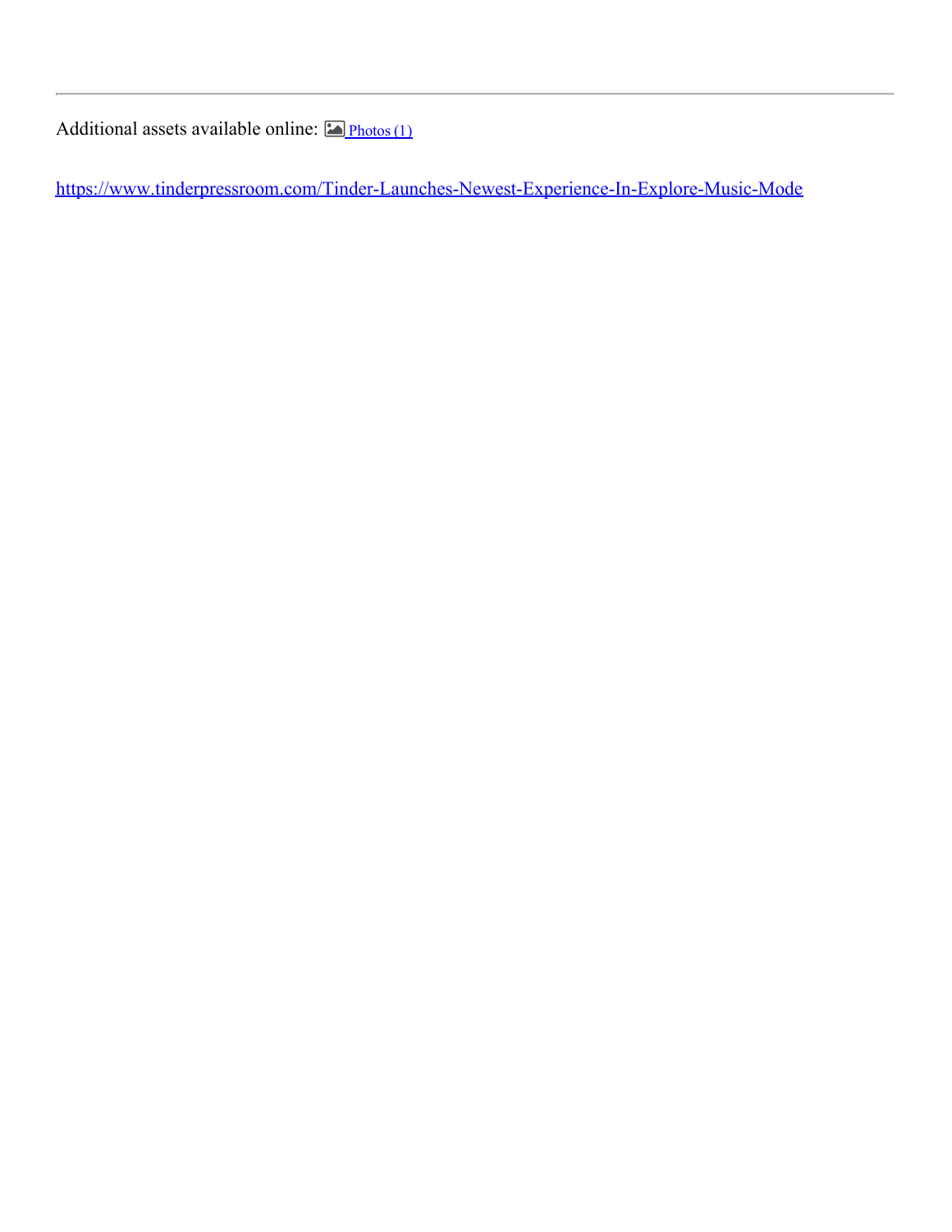---

Additional assets available online: Photos (1)

https://www.tinderpressroom.com/Tinder-Launches-Newest-Experience-In-Explore-Music-Mode